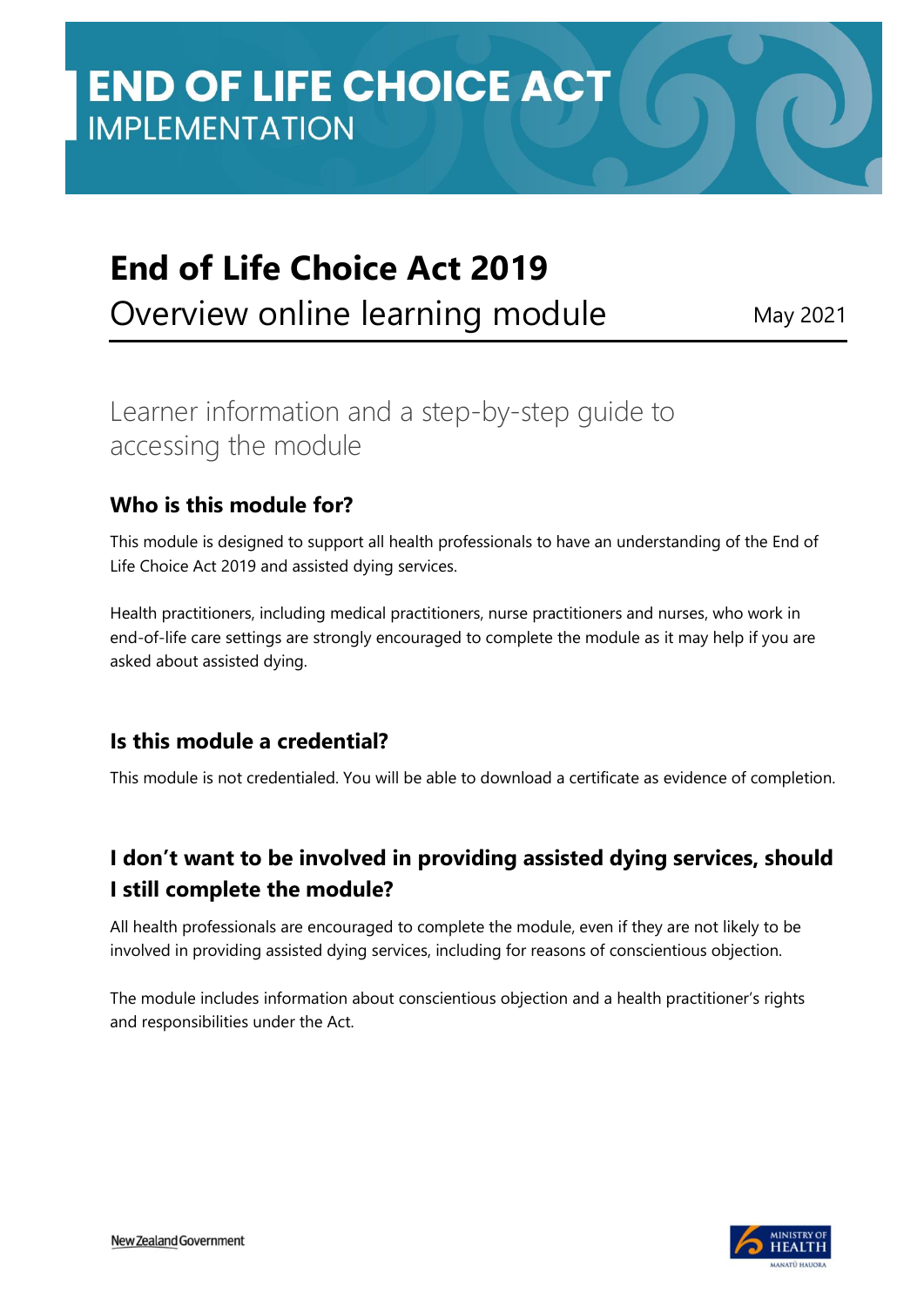# END OF LIFE CHOICE ACT
IMPLEMENTATION

# End of Life Choice Act 2019

Overview online learning module

May 2021

## Learner information and a step-by-step guide to accessing the module

### Who is this module for?

This module is designed to support all health professionals to have an understanding of the End of Life Choice Act 2019 and assisted dying services.

Health practitioners, including medical practitioners, nurse practitioners and nurses, who work in end-of-life care settings are strongly encouraged to complete the module as it may help if you are asked about assisted dying.

### Is this module a credential?

This module is not credentialed. You will be able to download a certificate as evidence of completion.

### I don't want to be involved in providing assisted dying services, should I still complete the module?

All health professionals are encouraged to complete the module, even if they are not likely to be involved in providing assisted dying services, including for reasons of conscientious objection.

The module includes information about conscientious objection and a health practitioner's rights and responsibilities under the Act.

New Zealand Government

MINISTRY OF HEALTH
MANATŪ HAUORA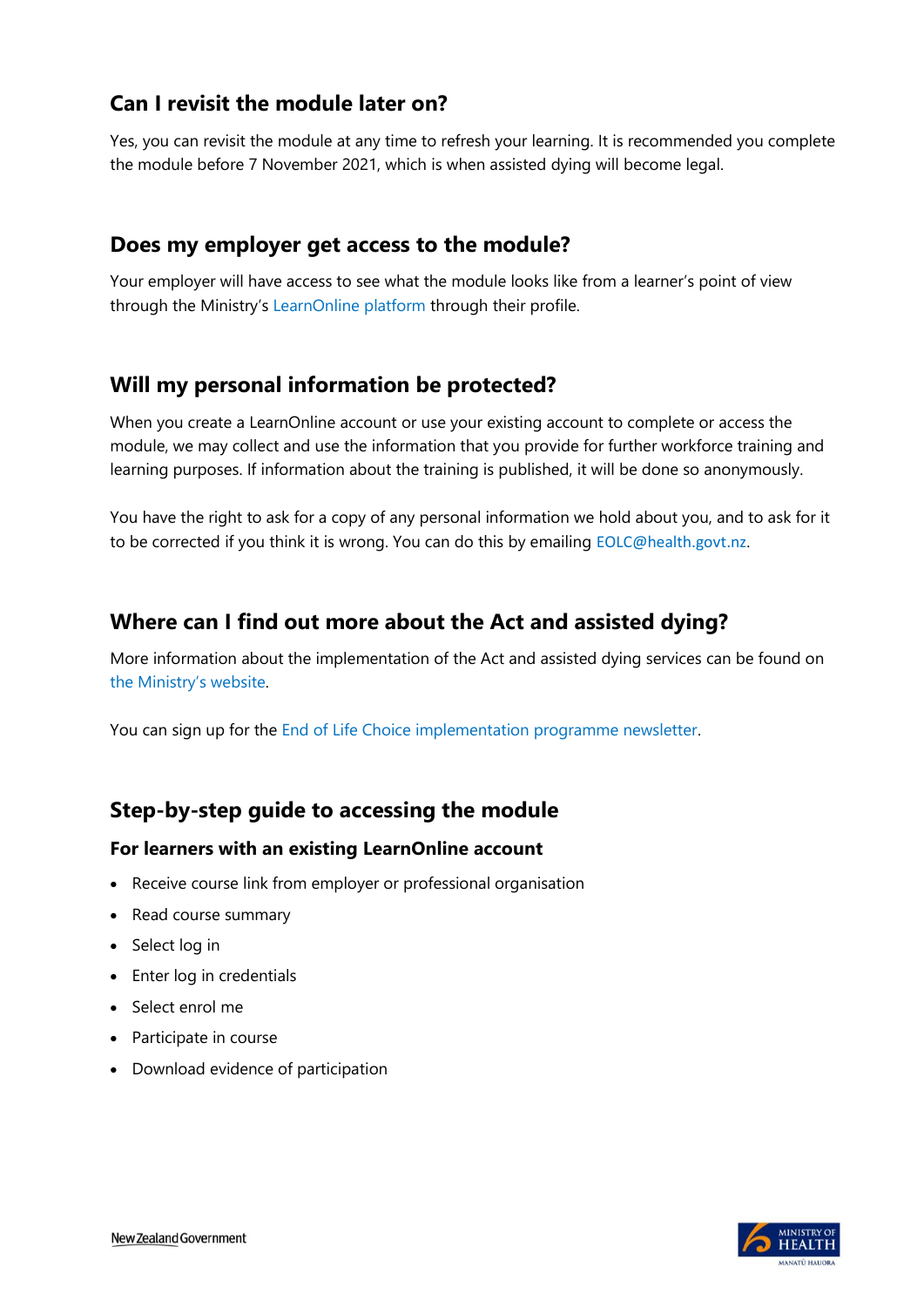## Can I revisit the module later on?

Yes, you can revisit the module at any time to refresh your learning. It is recommended you complete the module before 7 November 2021, which is when assisted dying will become legal.

## Does my employer get access to the module?

Your employer will have access to see what the module looks like from a learner's point of view through the Ministry's LearnOnline platform through their profile.

## Will my personal information be protected?

When you create a LearnOnline account or use your existing account to complete or access the module, we may collect and use the information that you provide for further workforce training and learning purposes. If information about the training is published, it will be done so anonymously.

You have the right to ask for a copy of any personal information we hold about you, and to ask for it to be corrected if you think it is wrong. You can do this by emailing EOLC@health.govt.nz.

## Where can I find out more about the Act and assisted dying?

More information about the implementation of the Act and assisted dying services can be found on the Ministry's website.

You can sign up for the End of Life Choice implementation programme newsletter.

## Step-by-step guide to accessing the module

### For learners with an existing LearnOnline account

- Receive course link from employer or professional organisation
- Read course summary
- Select log in
- Enter log in credentials
- Select enrol me
- Participate in course
- Download evidence of participation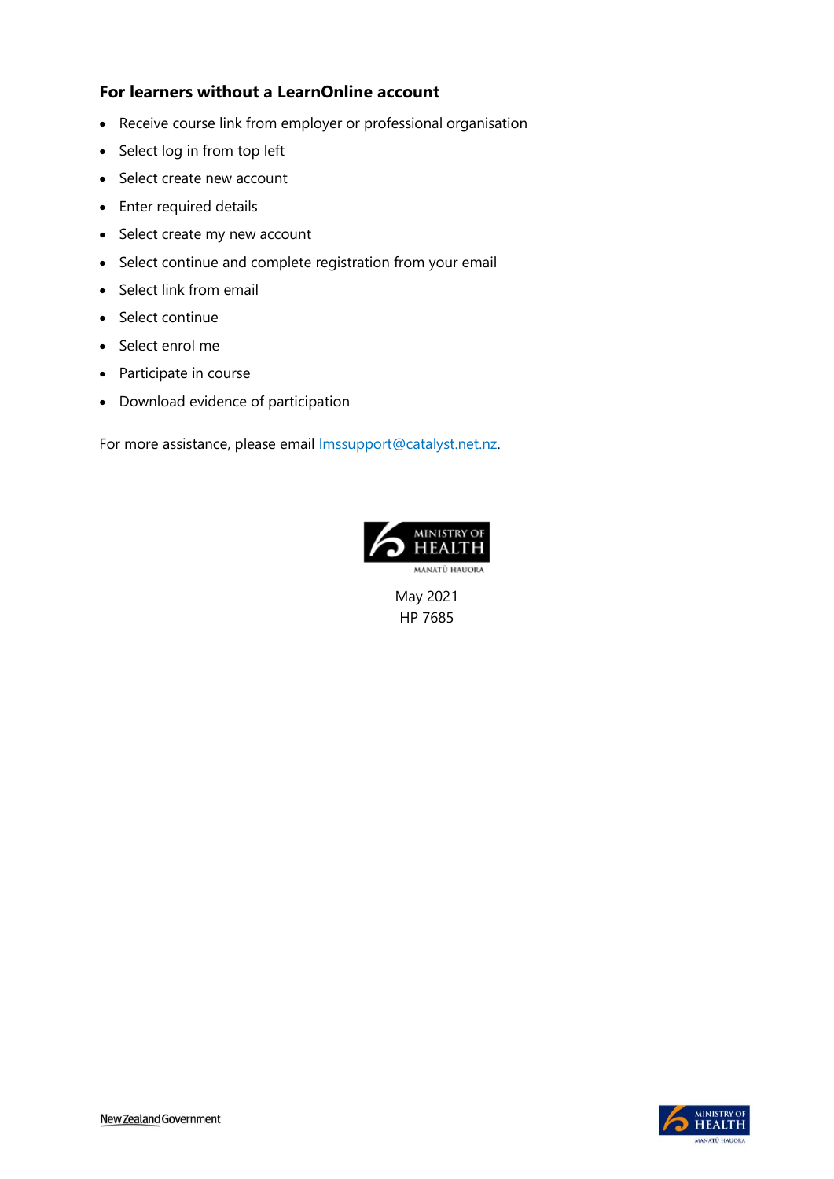### For learners without a LearnOnline account

- Receive course link from employer or professional organisation
- Select log in from top left
- Select create new account
- Enter required details
- Select create my new account
- Select continue and complete registration from your email
- Select link from email
- Select continue
- Select enrol me
- Participate in course
- Download evidence of participation

For more assistance, please email lmssupport@catalyst.net.nz.

May 2021
HP 7685